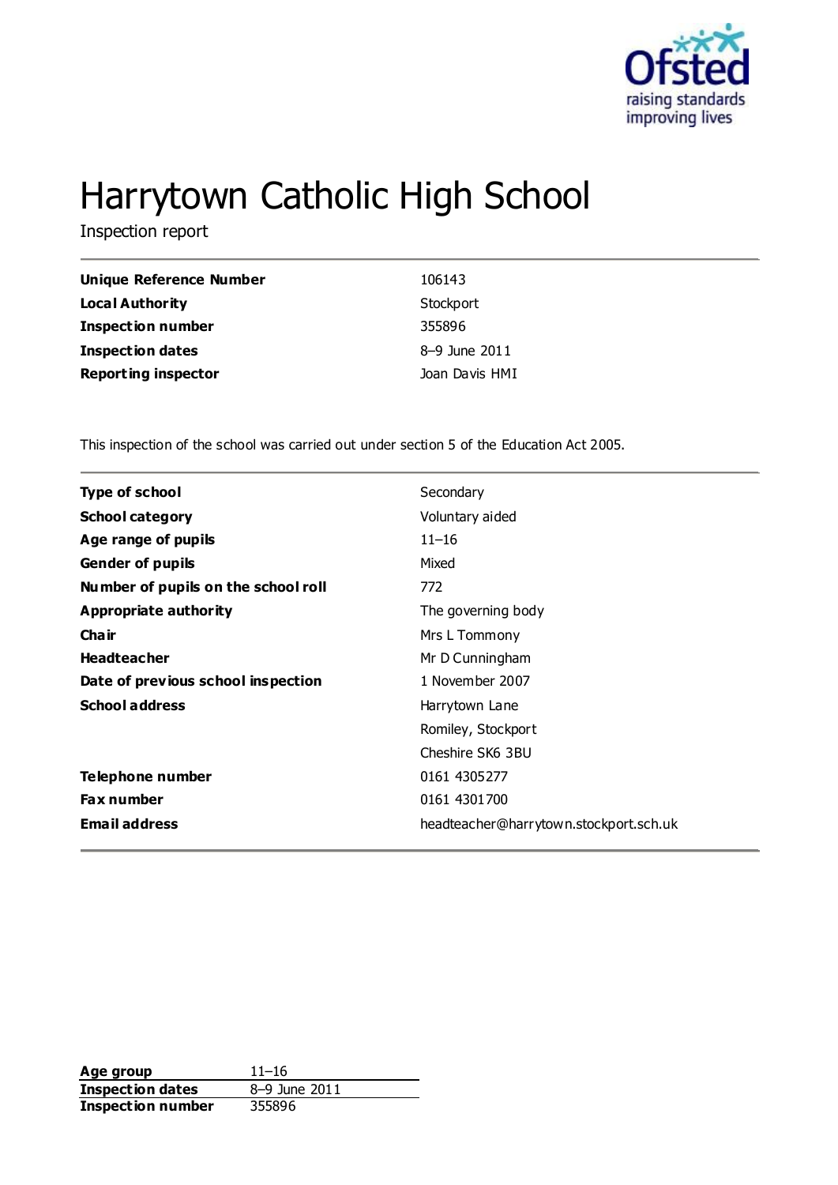# Harrytown Catholic High School

Inspection report

| | |
|---|---|
| **Unique Reference Number** | 106143 |
| **Local Authority** | Stockport |
| **Inspection number** | 355896 |
| **Inspection dates** | 8–9 June 2011 |
| **Reporting inspector** | Joan Davis HMI |

This inspection of the school was carried out under section 5 of the Education Act 2005.

| | |
|---|---|
| **Type of school** | Secondary |
| **School category** | Voluntary aided |
| **Age range of pupils** | 11–16 |
| **Gender of pupils** | Mixed |
| **Number of pupils on the school roll** | 772 |
| **Appropriate authority** | The governing body |
| **Chair** | Mrs L Tommony |
| **Headteacher** | Mr D Cunningham |
| **Date of previous school inspection** | 1 November 2007 |
| **School address** | Harrytown Lane |
| | Romiley, Stockport |
| | Cheshire SK6 3BU |
| **Telephone number** | 0161 4305277 |
| **Fax number** | 0161 4301700 |
| **Email address** | headteacher@harrytown.stockport.sch.uk |

| | |
|---|---|
| **Age group** | 11–16 |
| **Inspection dates** | 8–9 June 2011 |
| **Inspection number** | 355896 |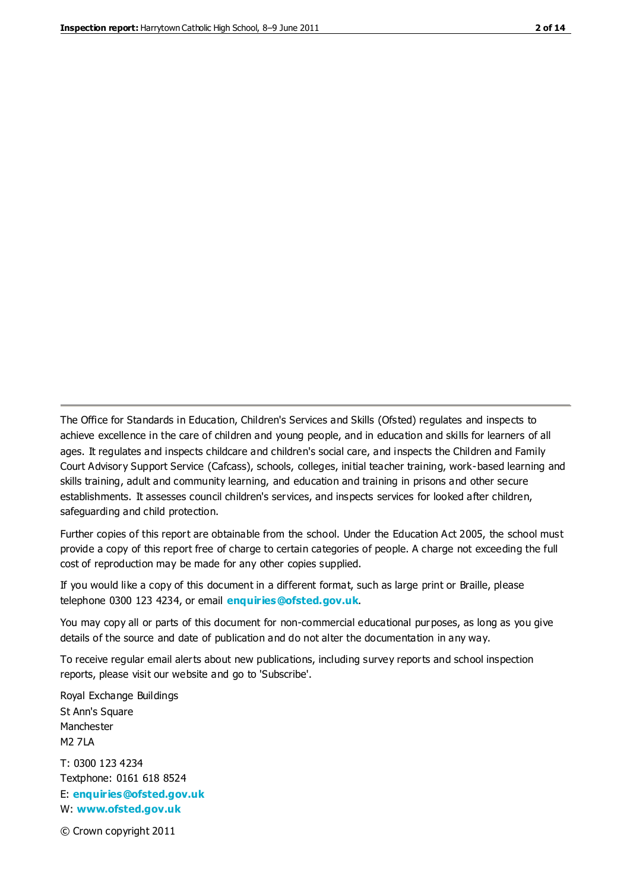The Office for Standards in Education, Children's Services and Skills (Ofsted) regulates and inspects to achieve excellence in the care of children and young people, and in education and skills for learners of all ages. It regulates and inspects childcare and children's social care, and inspects the Children and Family Court Advisory Support Service (Cafcass), schools, colleges, initial teacher training, work-based learning and skills training, adult and community learning, and education and training in prisons and other secure establishments. It assesses council children's services, and inspects services for looked after children, safeguarding and child protection.

Further copies of this report are obtainable from the school. Under the Education Act 2005, the school must provide a copy of this report free of charge to certain categories of people. A charge not exceeding the full cost of reproduction may be made for any other copies supplied.

If you would like a copy of this document in a different format, such as large print or Braille, please telephone 0300 123 4234, or email **enquiries@ofsted.gov.uk**.

You may copy all or parts of this document for non-commercial educational purposes, as long as you give details of the source and date of publication and do not alter the documentation in any way.

To receive regular email alerts about new publications, including survey reports and school inspection reports, please visit our website and go to 'Subscribe'.

Royal Exchange Buildings
St Ann's Square
Manchester
M2 7LA

T: 0300 123 4234
Textphone: 0161 618 8524
E: **enquiries@ofsted.gov.uk**
W: **www.ofsted.gov.uk**

© Crown copyright 2011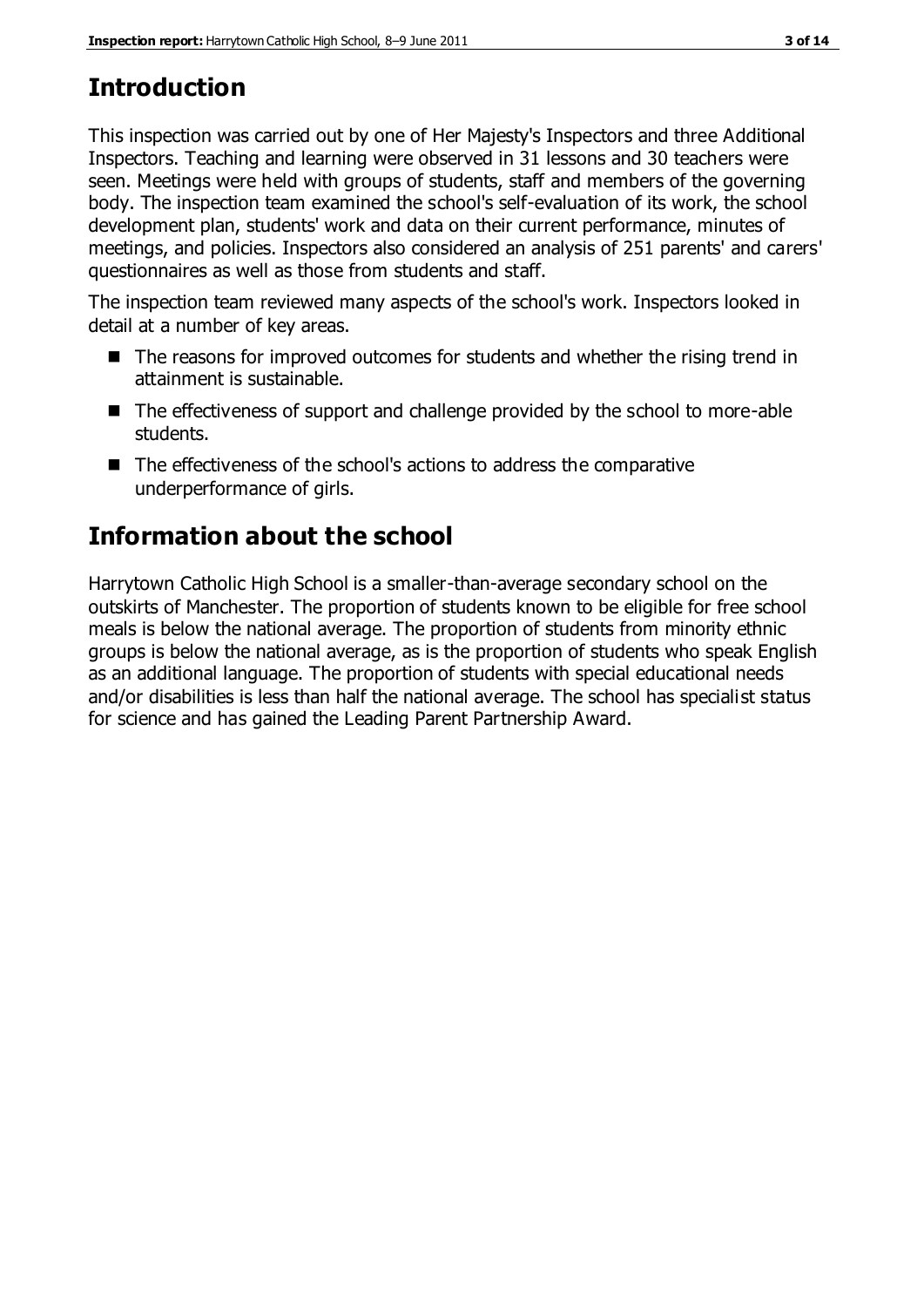## Introduction

This inspection was carried out by one of Her Majesty's Inspectors and three Additional Inspectors. Teaching and learning were observed in 31 lessons and 30 teachers were seen. Meetings were held with groups of students, staff and members of the governing body. The inspection team examined the school's self-evaluation of its work, the school development plan, students' work and data on their current performance, minutes of meetings, and policies. Inspectors also considered an analysis of 251 parents' and carers' questionnaires as well as those from students and staff.

The inspection team reviewed many aspects of the school's work. Inspectors looked in detail at a number of key areas.

- The reasons for improved outcomes for students and whether the rising trend in attainment is sustainable.
- The effectiveness of support and challenge provided by the school to more-able students.
- The effectiveness of the school's actions to address the comparative underperformance of girls.

## Information about the school

Harrytown Catholic High School is a smaller-than-average secondary school on the outskirts of Manchester. The proportion of students known to be eligible for free school meals is below the national average. The proportion of students from minority ethnic groups is below the national average, as is the proportion of students who speak English as an additional language. The proportion of students with special educational needs and/or disabilities is less than half the national average. The school has specialist status for science and has gained the Leading Parent Partnership Award.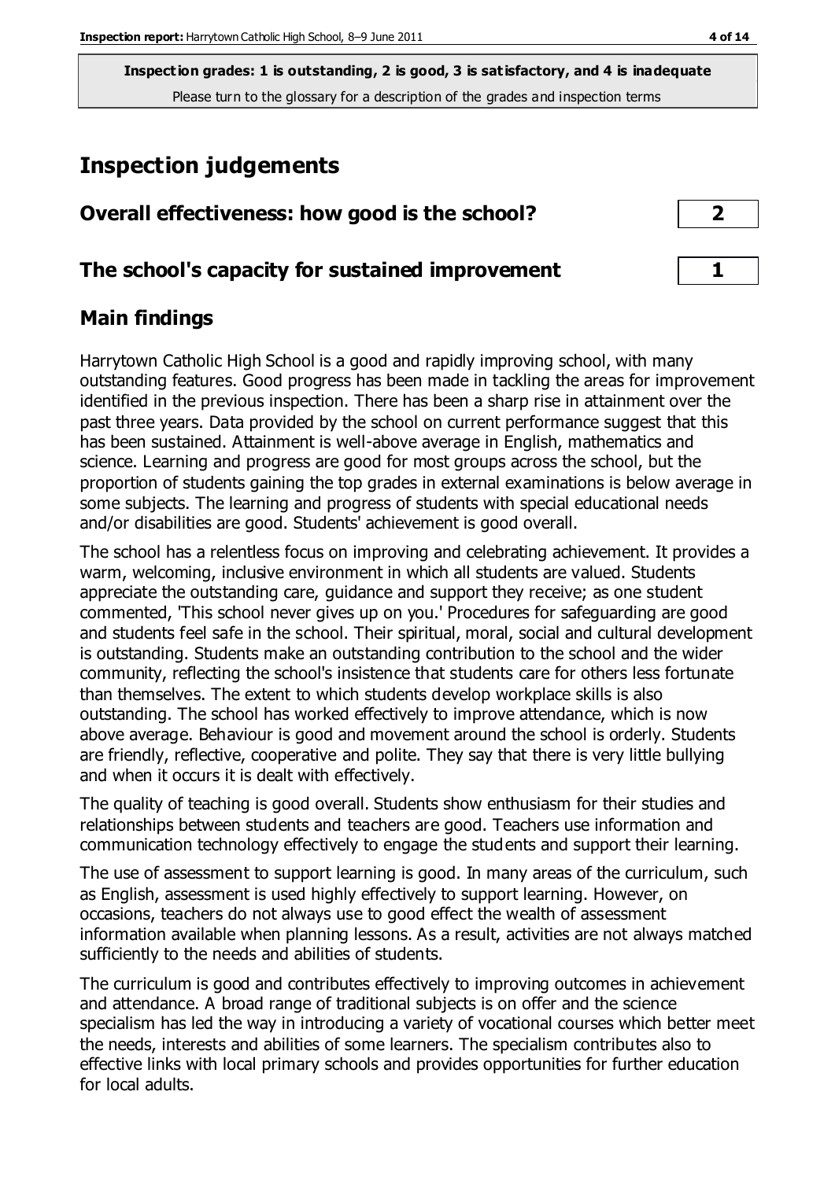**Inspection grades: 1 is outstanding, 2 is good, 3 is satisfactory, and 4 is inadequate**
Please turn to the glossary for a description of the grades and inspection terms

# Inspection judgements

| Overall effectiveness: how good is the school? | 2 |
|---|---|
| **The school's capacity for sustained improvement** | **1** |

## Main findings

Harrytown Catholic High School is a good and rapidly improving school, with many outstanding features. Good progress has been made in tackling the areas for improvement identified in the previous inspection. There has been a sharp rise in attainment over the past three years. Data provided by the school on current performance suggest that this has been sustained. Attainment is well-above average in English, mathematics and science. Learning and progress are good for most groups across the school, but the proportion of students gaining the top grades in external examinations is below average in some subjects. The learning and progress of students with special educational needs and/or disabilities are good. Students' achievement is good overall.

The school has a relentless focus on improving and celebrating achievement. It provides a warm, welcoming, inclusive environment in which all students are valued. Students appreciate the outstanding care, guidance and support they receive; as one student commented, 'This school never gives up on you.' Procedures for safeguarding are good and students feel safe in the school. Their spiritual, moral, social and cultural development is outstanding. Students make an outstanding contribution to the school and the wider community, reflecting the school's insistence that students care for others less fortunate than themselves. The extent to which students develop workplace skills is also outstanding. The school has worked effectively to improve attendance, which is now above average. Behaviour is good and movement around the school is orderly. Students are friendly, reflective, cooperative and polite. They say that there is very little bullying and when it occurs it is dealt with effectively.

The quality of teaching is good overall. Students show enthusiasm for their studies and relationships between students and teachers are good. Teachers use information and communication technology effectively to engage the students and support their learning.

The use of assessment to support learning is good. In many areas of the curriculum, such as English, assessment is used highly effectively to support learning. However, on occasions, teachers do not always use to good effect the wealth of assessment information available when planning lessons. As a result, activities are not always matched sufficiently to the needs and abilities of students.

The curriculum is good and contributes effectively to improving outcomes in achievement and attendance. A broad range of traditional subjects is on offer and the science specialism has led the way in introducing a variety of vocational courses which better meet the needs, interests and abilities of some learners. The specialism contributes also to effective links with local primary schools and provides opportunities for further education for local adults.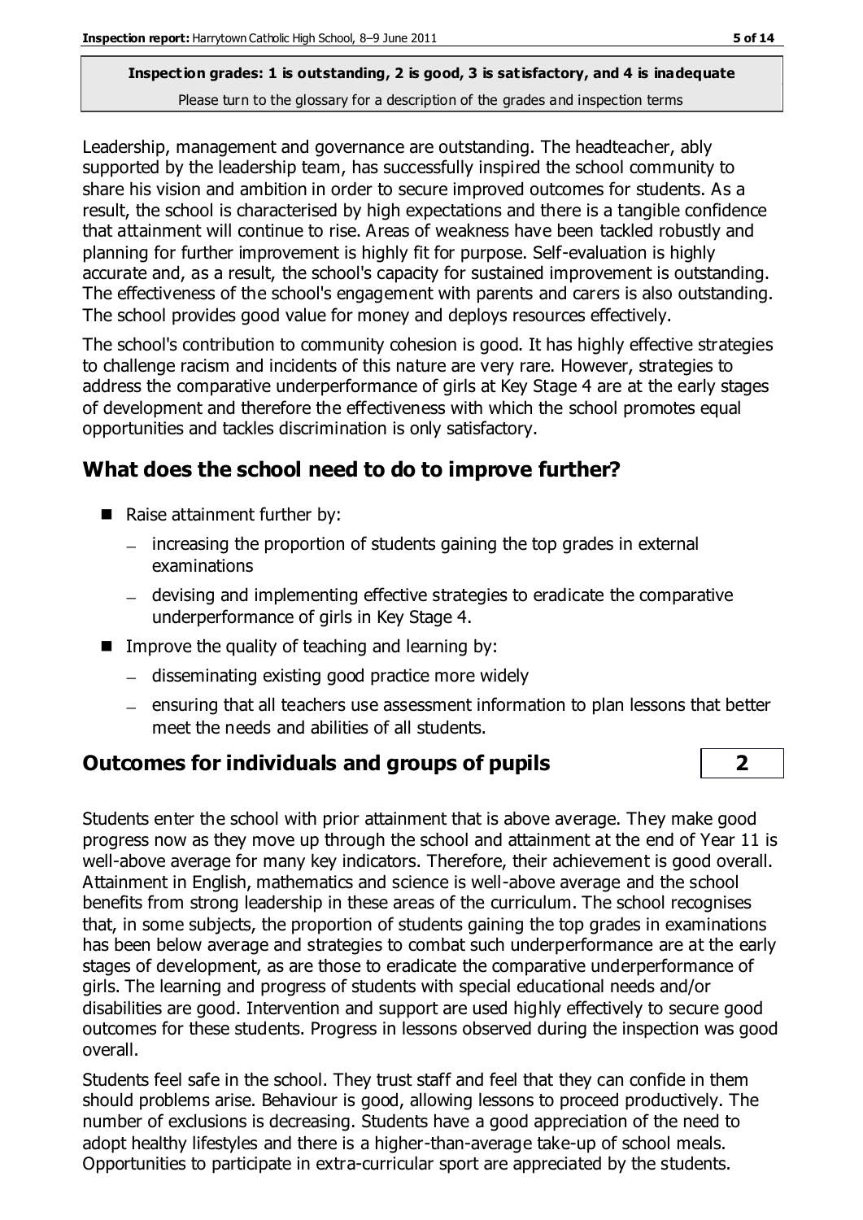**Inspection grades: 1 is outstanding, 2 is good, 3 is satisfactory, and 4 is inadequate**
Please turn to the glossary for a description of the grades and inspection terms

Leadership, management and governance are outstanding. The headteacher, ably supported by the leadership team, has successfully inspired the school community to share his vision and ambition in order to secure improved outcomes for students. As a result, the school is characterised by high expectations and there is a tangible confidence that attainment will continue to rise. Areas of weakness have been tackled robustly and planning for further improvement is highly fit for purpose. Self-evaluation is highly accurate and, as a result, the school's capacity for sustained improvement is outstanding. The effectiveness of the school's engagement with parents and carers is also outstanding. The school provides good value for money and deploys resources effectively.

The school's contribution to community cohesion is good. It has highly effective strategies to challenge racism and incidents of this nature are very rare. However, strategies to address the comparative underperformance of girls at Key Stage 4 are at the early stages of development and therefore the effectiveness with which the school promotes equal opportunities and tackles discrimination is only satisfactory.

## What does the school need to do to improve further?

- Raise attainment further by:
  - increasing the proportion of students gaining the top grades in external examinations
  - devising and implementing effective strategies to eradicate the comparative underperformance of girls in Key Stage 4.
- Improve the quality of teaching and learning by:
  - disseminating existing good practice more widely
  - ensuring that all teachers use assessment information to plan lessons that better meet the needs and abilities of all students.

## Outcomes for individuals and groups of pupils — 2

Students enter the school with prior attainment that is above average. They make good progress now as they move up through the school and attainment at the end of Year 11 is well-above average for many key indicators. Therefore, their achievement is good overall. Attainment in English, mathematics and science is well-above average and the school benefits from strong leadership in these areas of the curriculum. The school recognises that, in some subjects, the proportion of students gaining the top grades in examinations has been below average and strategies to combat such underperformance are at the early stages of development, as are those to eradicate the comparative underperformance of girls. The learning and progress of students with special educational needs and/or disabilities are good. Intervention and support are used highly effectively to secure good outcomes for these students. Progress in lessons observed during the inspection was good overall.

Students feel safe in the school. They trust staff and feel that they can confide in them should problems arise. Behaviour is good, allowing lessons to proceed productively. The number of exclusions is decreasing. Students have a good appreciation of the need to adopt healthy lifestyles and there is a higher-than-average take-up of school meals. Opportunities to participate in extra-curricular sport are appreciated by the students.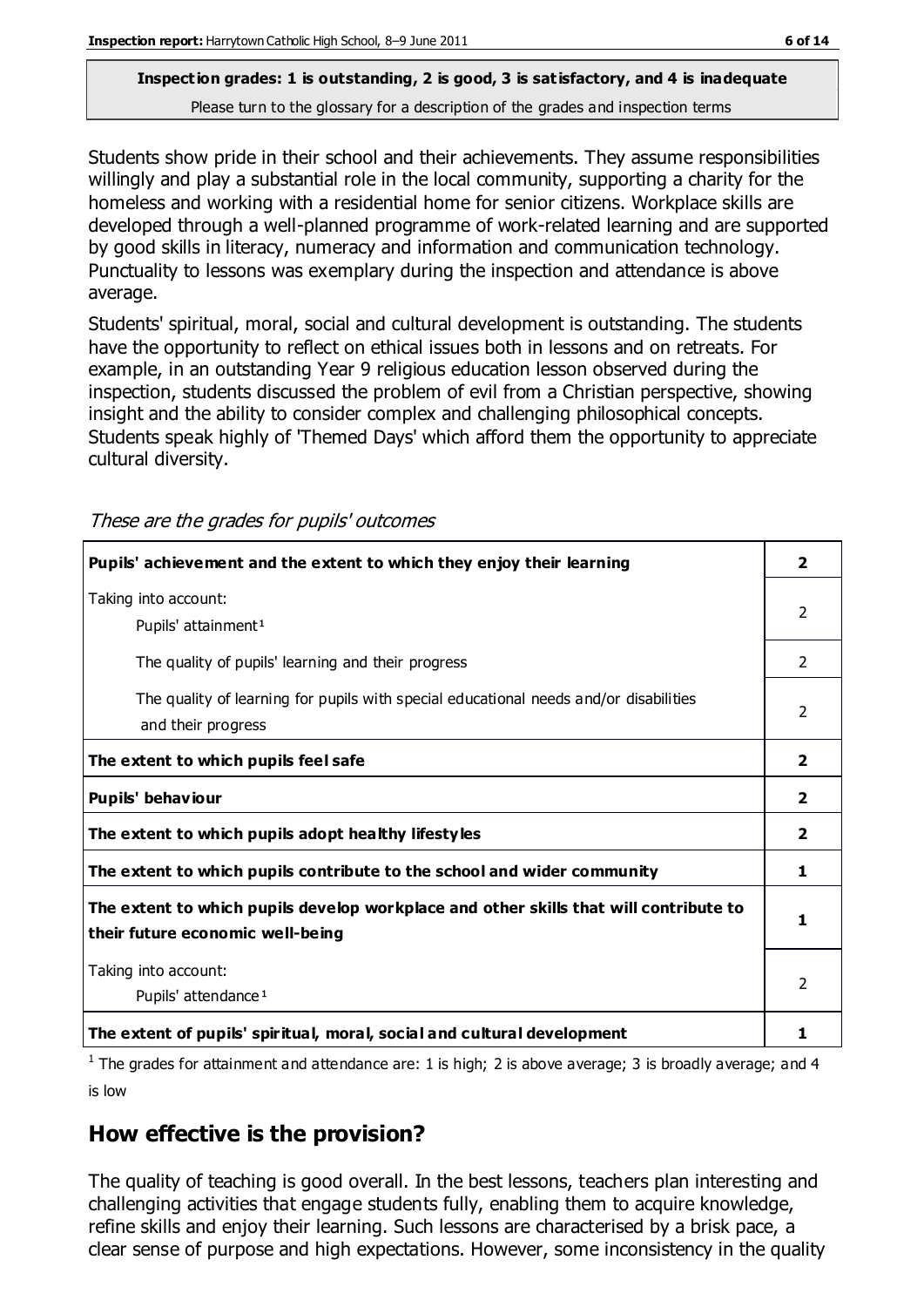**Inspection grades: 1 is outstanding, 2 is good, 3 is satisfactory, and 4 is inadequate**

Please turn to the glossary for a description of the grades and inspection terms

Students show pride in their school and their achievements. They assume responsibilities willingly and play a substantial role in the local community, supporting a charity for the homeless and working with a residential home for senior citizens. Workplace skills are developed through a well-planned programme of work-related learning and are supported by good skills in literacy, numeracy and information and communication technology. Punctuality to lessons was exemplary during the inspection and attendance is above average.

Students' spiritual, moral, social and cultural development is outstanding. The students have the opportunity to reflect on ethical issues both in lessons and on retreats. For example, in an outstanding Year 9 religious education lesson observed during the inspection, students discussed the problem of evil from a Christian perspective, showing insight and the ability to consider complex and challenging philosophical concepts. Students speak highly of 'Themed Days' which afford them the opportunity to appreciate cultural diversity.

*These are the grades for pupils' outcomes*

| | |
|---|---|
| **Pupils' achievement and the extent to which they enjoy their learning** | **2** |
| Taking into account: Pupils' attainment[1] | 2 |
| The quality of pupils' learning and their progress | 2 |
| The quality of learning for pupils with special educational needs and/or disabilities and their progress | 2 |
| **The extent to which pupils feel safe** | **2** |
| **Pupils' behaviour** | **2** |
| **The extent to which pupils adopt healthy lifestyles** | **2** |
| **The extent to which pupils contribute to the school and wider community** | **1** |
| **The extent to which pupils develop workplace and other skills that will contribute to their future economic well-being** | **1** |
| Taking into account: Pupils' attendance[1] | 2 |
| **The extent of pupils' spiritual, moral, social and cultural development** | **1** |

[1] The grades for attainment and attendance are: 1 is high; 2 is above average; 3 is broadly average; and 4 is low

## How effective is the provision?

The quality of teaching is good overall. In the best lessons, teachers plan interesting and challenging activities that engage students fully, enabling them to acquire knowledge, refine skills and enjoy their learning. Such lessons are characterised by a brisk pace, a clear sense of purpose and high expectations. However, some inconsistency in the quality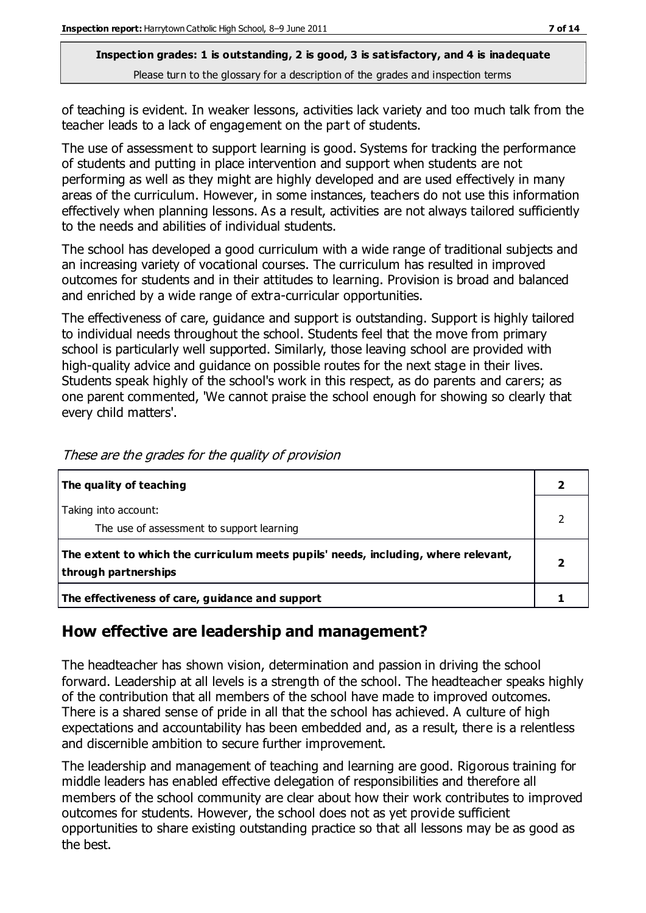**Inspection grades: 1 is outstanding, 2 is good, 3 is satisfactory, and 4 is inadequate**
Please turn to the glossary for a description of the grades and inspection terms

of teaching is evident. In weaker lessons, activities lack variety and too much talk from the teacher leads to a lack of engagement on the part of students.

The use of assessment to support learning is good. Systems for tracking the performance of students and putting in place intervention and support when students are not performing as well as they might are highly developed and are used effectively in many areas of the curriculum. However, in some instances, teachers do not use this information effectively when planning lessons. As a result, activities are not always tailored sufficiently to the needs and abilities of individual students.

The school has developed a good curriculum with a wide range of traditional subjects and an increasing variety of vocational courses. The curriculum has resulted in improved outcomes for students and in their attitudes to learning. Provision is broad and balanced and enriched by a wide range of extra-curricular opportunities.

The effectiveness of care, guidance and support is outstanding. Support is highly tailored to individual needs throughout the school. Students feel that the move from primary school is particularly well supported. Similarly, those leaving school are provided with high-quality advice and guidance on possible routes for the next stage in their lives. Students speak highly of the school's work in this respect, as do parents and carers; as one parent commented, 'We cannot praise the school enough for showing so clearly that every child matters'.

*These are the grades for the quality of provision*

| | |
|---|---|
| **The quality of teaching** | **2** |
| Taking into account:<br>The use of assessment to support learning | 2 |
| **The extent to which the curriculum meets pupils' needs, including, where relevant, through partnerships** | **2** |
| **The effectiveness of care, guidance and support** | **1** |

## How effective are leadership and management?

The headteacher has shown vision, determination and passion in driving the school forward. Leadership at all levels is a strength of the school. The headteacher speaks highly of the contribution that all members of the school have made to improved outcomes. There is a shared sense of pride in all that the school has achieved. A culture of high expectations and accountability has been embedded and, as a result, there is a relentless and discernible ambition to secure further improvement.

The leadership and management of teaching and learning are good. Rigorous training for middle leaders has enabled effective delegation of responsibilities and therefore all members of the school community are clear about how their work contributes to improved outcomes for students. However, the school does not as yet provide sufficient opportunities to share existing outstanding practice so that all lessons may be as good as the best.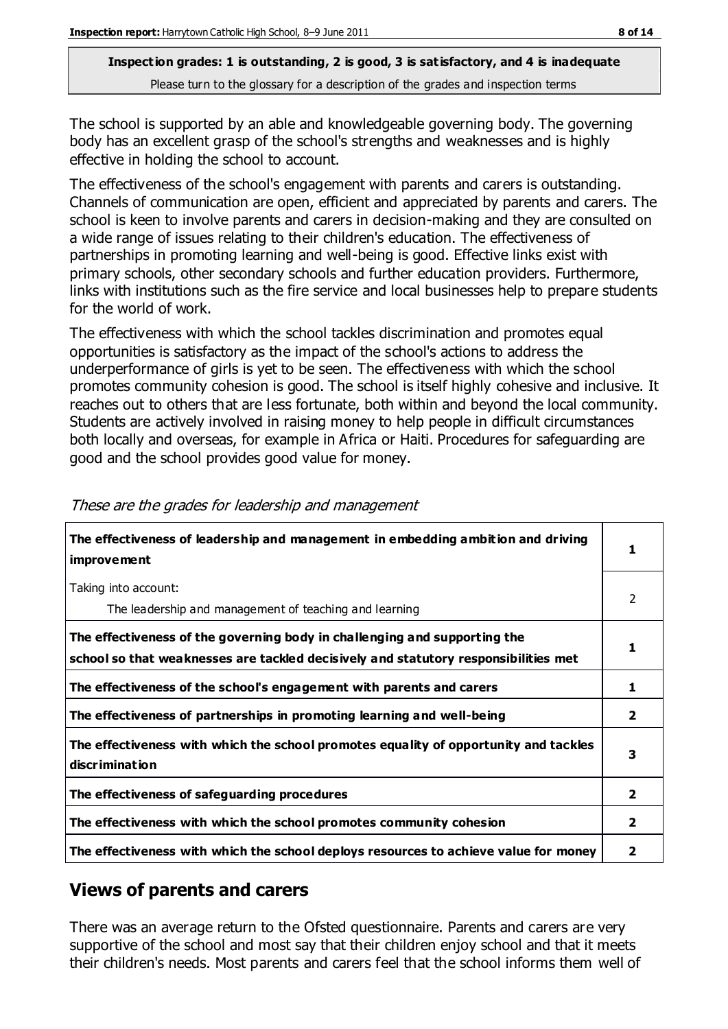**Inspection grades: 1 is outstanding, 2 is good, 3 is satisfactory, and 4 is inadequate**
Please turn to the glossary for a description of the grades and inspection terms

The school is supported by an able and knowledgeable governing body. The governing body has an excellent grasp of the school's strengths and weaknesses and is highly effective in holding the school to account.

The effectiveness of the school's engagement with parents and carers is outstanding. Channels of communication are open, efficient and appreciated by parents and carers. The school is keen to involve parents and carers in decision-making and they are consulted on a wide range of issues relating to their children's education. The effectiveness of partnerships in promoting learning and well-being is good. Effective links exist with primary schools, other secondary schools and further education providers. Furthermore, links with institutions such as the fire service and local businesses help to prepare students for the world of work.

The effectiveness with which the school tackles discrimination and promotes equal opportunities is satisfactory as the impact of the school's actions to address the underperformance of girls is yet to be seen. The effectiveness with which the school promotes community cohesion is good. The school is itself highly cohesive and inclusive. It reaches out to others that are less fortunate, both within and beyond the local community. Students are actively involved in raising money to help people in difficult circumstances both locally and overseas, for example in Africa or Haiti. Procedures for safeguarding are good and the school provides good value for money.

*These are the grades for leadership and management*

| | |
|---|---|
| **The effectiveness of leadership and management in embedding ambition and driving improvement** | **1** |
| Taking into account: The leadership and management of teaching and learning | 2 |
| **The effectiveness of the governing body in challenging and supporting the school so that weaknesses are tackled decisively and statutory responsibilities met** | **1** |
| **The effectiveness of the school's engagement with parents and carers** | **1** |
| **The effectiveness of partnerships in promoting learning and well-being** | **2** |
| **The effectiveness with which the school promotes equality of opportunity and tackles discrimination** | **3** |
| **The effectiveness of safeguarding procedures** | **2** |
| **The effectiveness with which the school promotes community cohesion** | **2** |
| **The effectiveness with which the school deploys resources to achieve value for money** | **2** |

## Views of parents and carers

There was an average return to the Ofsted questionnaire. Parents and carers are very supportive of the school and most say that their children enjoy school and that it meets their children's needs. Most parents and carers feel that the school informs them well of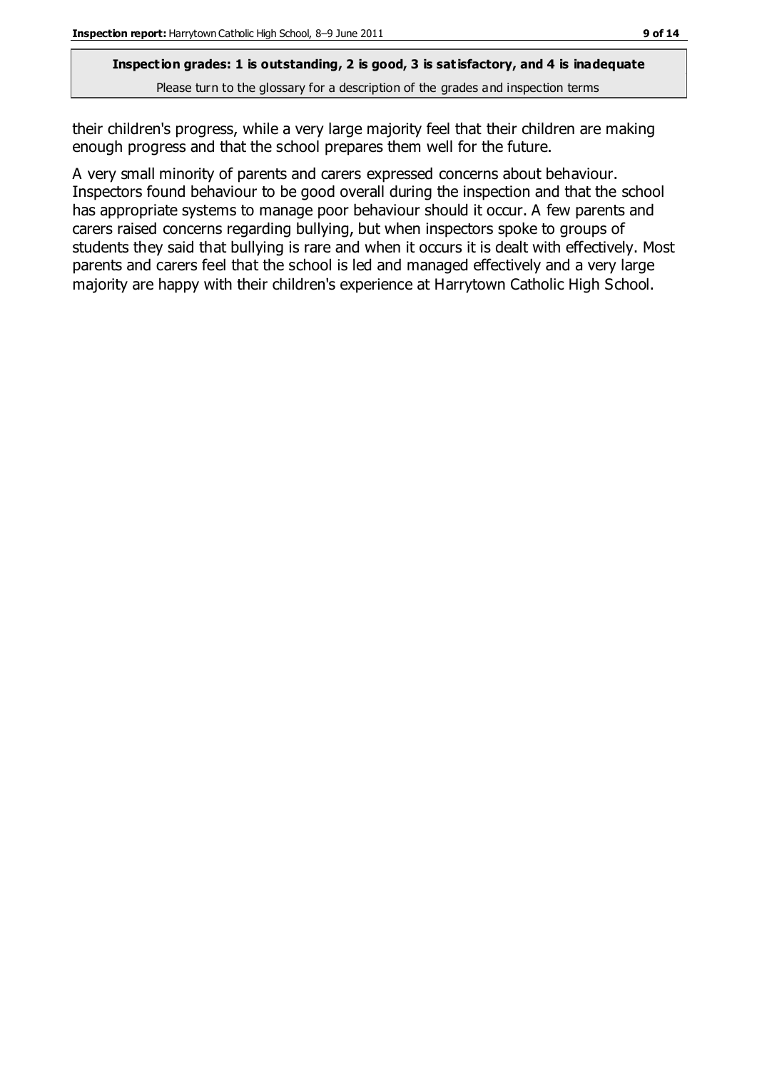their children's progress, while a very large majority feel that their children are making enough progress and that the school prepares them well for the future.

A very small minority of parents and carers expressed concerns about behaviour. Inspectors found behaviour to be good overall during the inspection and that the school has appropriate systems to manage poor behaviour should it occur. A few parents and carers raised concerns regarding bullying, but when inspectors spoke to groups of students they said that bullying is rare and when it occurs it is dealt with effectively. Most parents and carers feel that the school is led and managed effectively and a very large majority are happy with their children's experience at Harrytown Catholic High School.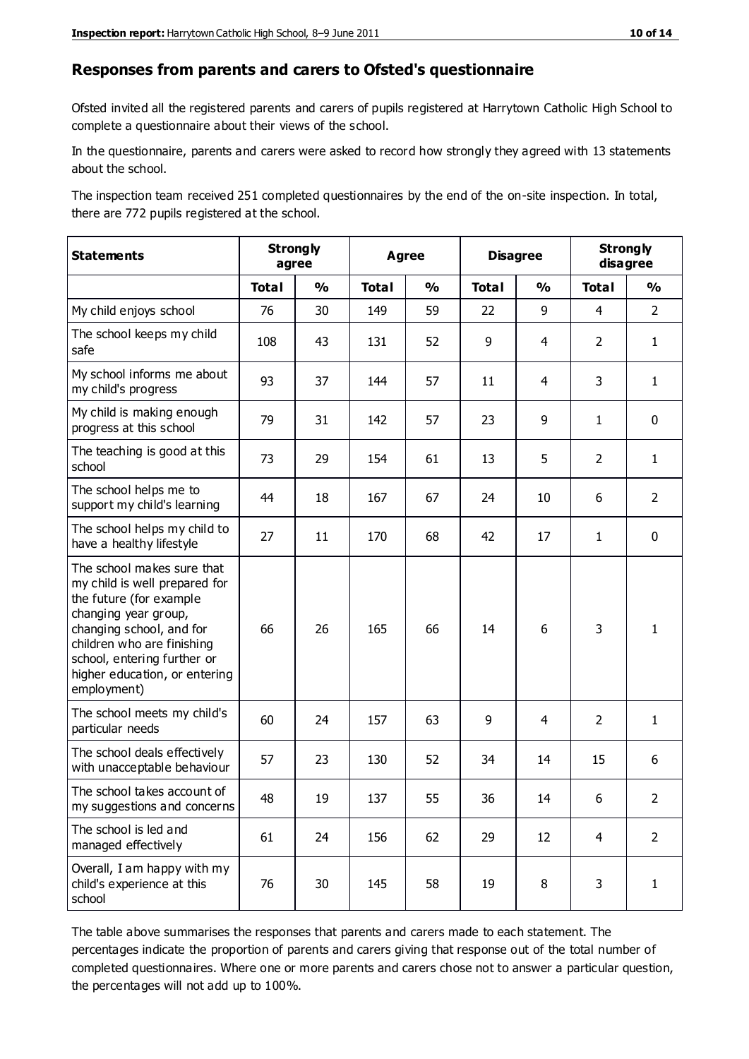## Responses from parents and carers to Ofsted's questionnaire

Ofsted invited all the registered parents and carers of pupils registered at Harrytown Catholic High School to complete a questionnaire about their views of the school.

In the questionnaire, parents and carers were asked to record how strongly they agreed with 13 statements about the school.

The inspection team received 251 completed questionnaires by the end of the on-site inspection. In total, there are 772 pupils registered at the school.

| Statements | Strongly agree | | Agree | | Disagree | | Strongly disagree | |
|---|---|---|---|---|---|---|---|---|
| | Total | % | Total | % | Total | % | Total | % |
| My child enjoys school | 76 | 30 | 149 | 59 | 22 | 9 | 4 | 2 |
| The school keeps my child safe | 108 | 43 | 131 | 52 | 9 | 4 | 2 | 1 |
| My school informs me about my child's progress | 93 | 37 | 144 | 57 | 11 | 4 | 3 | 1 |
| My child is making enough progress at this school | 79 | 31 | 142 | 57 | 23 | 9 | 1 | 0 |
| The teaching is good at this school | 73 | 29 | 154 | 61 | 13 | 5 | 2 | 1 |
| The school helps me to support my child's learning | 44 | 18 | 167 | 67 | 24 | 10 | 6 | 2 |
| The school helps my child to have a healthy lifestyle | 27 | 11 | 170 | 68 | 42 | 17 | 1 | 0 |
| The school makes sure that my child is well prepared for the future (for example changing year group, changing school, and for children who are finishing school, entering further or higher education, or entering employment) | 66 | 26 | 165 | 66 | 14 | 6 | 3 | 1 |
| The school meets my child's particular needs | 60 | 24 | 157 | 63 | 9 | 4 | 2 | 1 |
| The school deals effectively with unacceptable behaviour | 57 | 23 | 130 | 52 | 34 | 14 | 15 | 6 |
| The school takes account of my suggestions and concerns | 48 | 19 | 137 | 55 | 36 | 14 | 6 | 2 |
| The school is led and managed effectively | 61 | 24 | 156 | 62 | 29 | 12 | 4 | 2 |
| Overall, I am happy with my child's experience at this school | 76 | 30 | 145 | 58 | 19 | 8 | 3 | 1 |

The table above summarises the responses that parents and carers made to each statement. The percentages indicate the proportion of parents and carers giving that response out of the total number of completed questionnaires. Where one or more parents and carers chose not to answer a particular question, the percentages will not add up to 100%.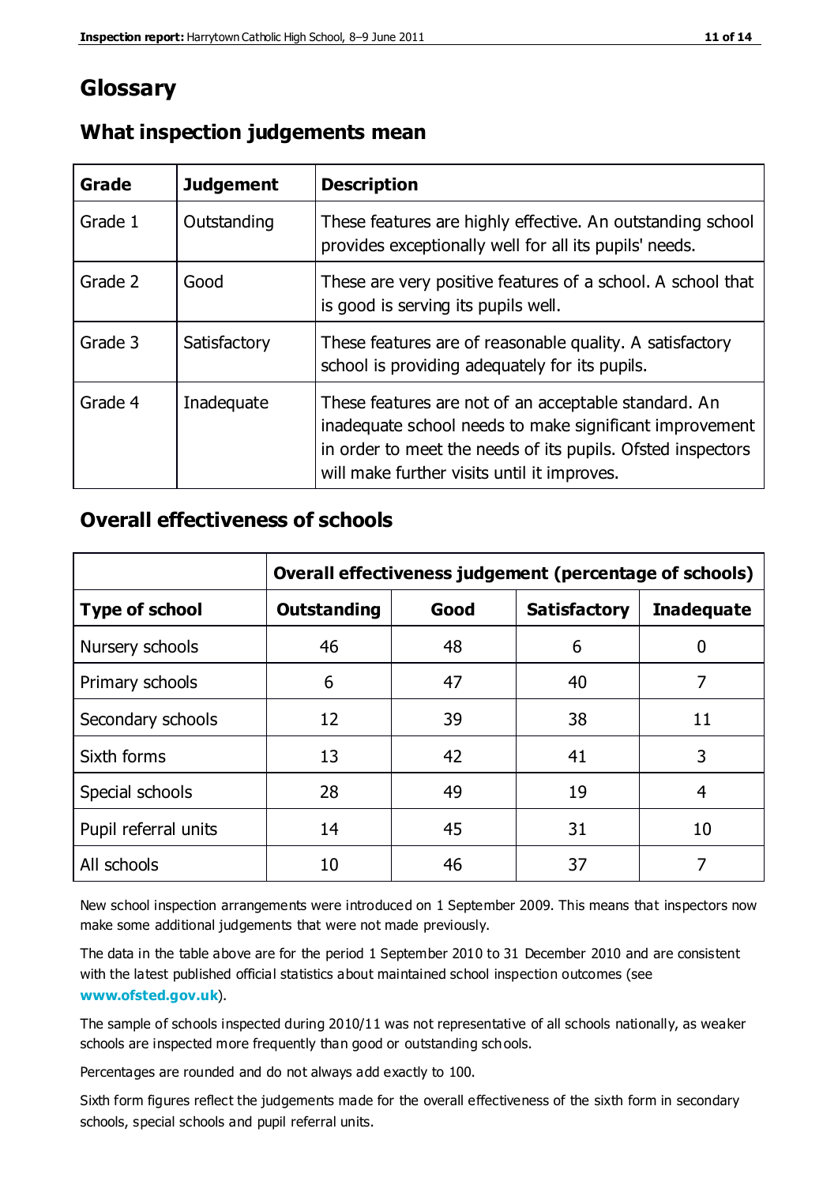# Glossary

## What inspection judgements mean

| Grade | Judgement | Description |
|---|---|---|
| Grade 1 | Outstanding | These features are highly effective. An outstanding school provides exceptionally well for all its pupils' needs. |
| Grade 2 | Good | These are very positive features of a school. A school that is good is serving its pupils well. |
| Grade 3 | Satisfactory | These features are of reasonable quality. A satisfactory school is providing adequately for its pupils. |
| Grade 4 | Inadequate | These features are not of an acceptable standard. An inadequate school needs to make significant improvement in order to meet the needs of its pupils. Ofsted inspectors will make further visits until it improves. |

## Overall effectiveness of schools

| | Overall effectiveness judgement (percentage of schools) | | | |
|---|---|---|---|---|
| **Type of school** | **Outstanding** | **Good** | **Satisfactory** | **Inadequate** |
| Nursery schools | 46 | 48 | 6 | 0 |
| Primary schools | 6 | 47 | 40 | 7 |
| Secondary schools | 12 | 39 | 38 | 11 |
| Sixth forms | 13 | 42 | 41 | 3 |
| Special schools | 28 | 49 | 19 | 4 |
| Pupil referral units | 14 | 45 | 31 | 10 |
| All schools | 10 | 46 | 37 | 7 |

New school inspection arrangements were introduced on 1 September 2009. This means that inspectors now make some additional judgements that were not made previously.

The data in the table above are for the period 1 September 2010 to 31 December 2010 and are consistent with the latest published official statistics about maintained school inspection outcomes (see **www.ofsted.gov.uk**).

The sample of schools inspected during 2010/11 was not representative of all schools nationally, as weaker schools are inspected more frequently than good or outstanding schools.

Percentages are rounded and do not always add exactly to 100.

Sixth form figures reflect the judgements made for the overall effectiveness of the sixth form in secondary schools, special schools and pupil referral units.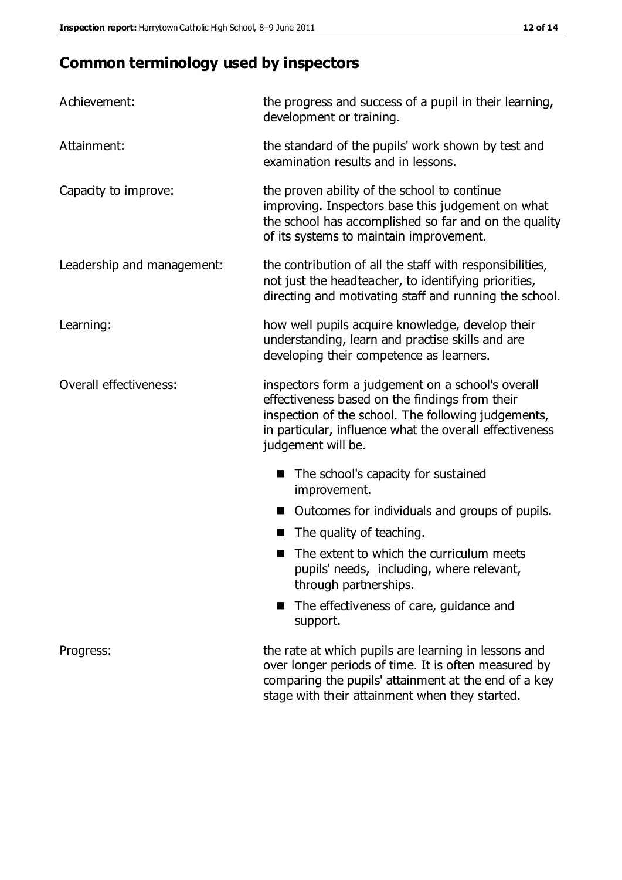## Common terminology used by inspectors

**Achievement:** the progress and success of a pupil in their learning, development or training.

**Attainment:** the standard of the pupils' work shown by test and examination results and in lessons.

**Capacity to improve:** the proven ability of the school to continue improving. Inspectors base this judgement on what the school has accomplished so far and on the quality of its systems to maintain improvement.

**Leadership and management:** the contribution of all the staff with responsibilities, not just the headteacher, to identifying priorities, directing and motivating staff and running the school.

**Learning:** how well pupils acquire knowledge, develop their understanding, learn and practise skills and are developing their competence as learners.

**Overall effectiveness:** inspectors form a judgement on a school's overall effectiveness based on the findings from their inspection of the school. The following judgements, in particular, influence what the overall effectiveness judgement will be.

- The school's capacity for sustained improvement.
- Outcomes for individuals and groups of pupils.
- The quality of teaching.
- The extent to which the curriculum meets pupils' needs, including, where relevant, through partnerships.
- The effectiveness of care, guidance and support.

**Progress:** the rate at which pupils are learning in lessons and over longer periods of time. It is often measured by comparing the pupils' attainment at the end of a key stage with their attainment when they started.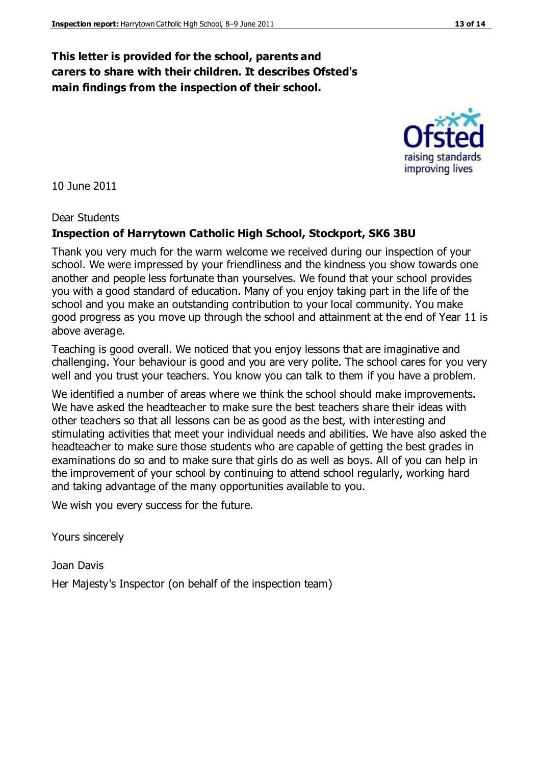**This letter is provided for the school, parents and carers to share with their children. It describes Ofsted's main findings from the inspection of their school.**

10 June 2011

Dear Students

**Inspection of Harrytown Catholic High School, Stockport, SK6 3BU**

Thank you very much for the warm welcome we received during our inspection of your school. We were impressed by your friendliness and the kindness you show towards one another and people less fortunate than yourselves. We found that your school provides you with a good standard of education. Many of you enjoy taking part in the life of the school and you make an outstanding contribution to your local community. You make good progress as you move up through the school and attainment at the end of Year 11 is above average.

Teaching is good overall. We noticed that you enjoy lessons that are imaginative and challenging. Your behaviour is good and you are very polite. The school cares for you very well and you trust your teachers. You know you can talk to them if you have a problem.

We identified a number of areas where we think the school should make improvements. We have asked the headteacher to make sure the best teachers share their ideas with other teachers so that all lessons can be as good as the best, with interesting and stimulating activities that meet your individual needs and abilities. We have also asked the headteacher to make sure those students who are capable of getting the best grades in examinations do so and to make sure that girls do as well as boys. All of you can help in the improvement of your school by continuing to attend school regularly, working hard and taking advantage of the many opportunities available to you.

We wish you every success for the future.

Yours sincerely

Joan Davis

Her Majesty's Inspector (on behalf of the inspection team)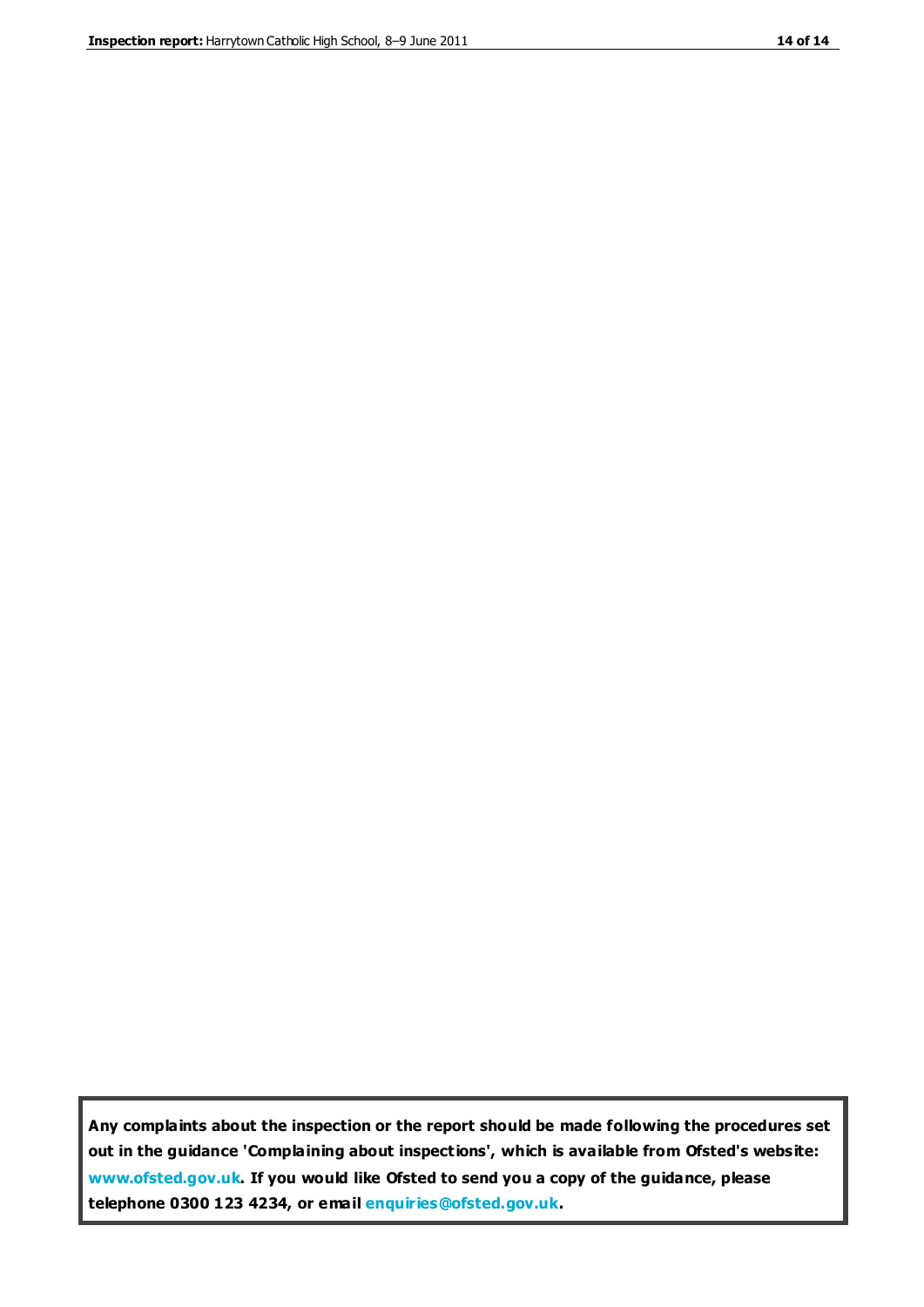**Any complaints about the inspection or the report should be made following the procedures set out in the guidance 'Complaining about inspections', which is available from Ofsted's website: www.ofsted.gov.uk. If you would like Ofsted to send you a copy of the guidance, please telephone 0300 123 4234, or email enquiries@ofsted.gov.uk.**